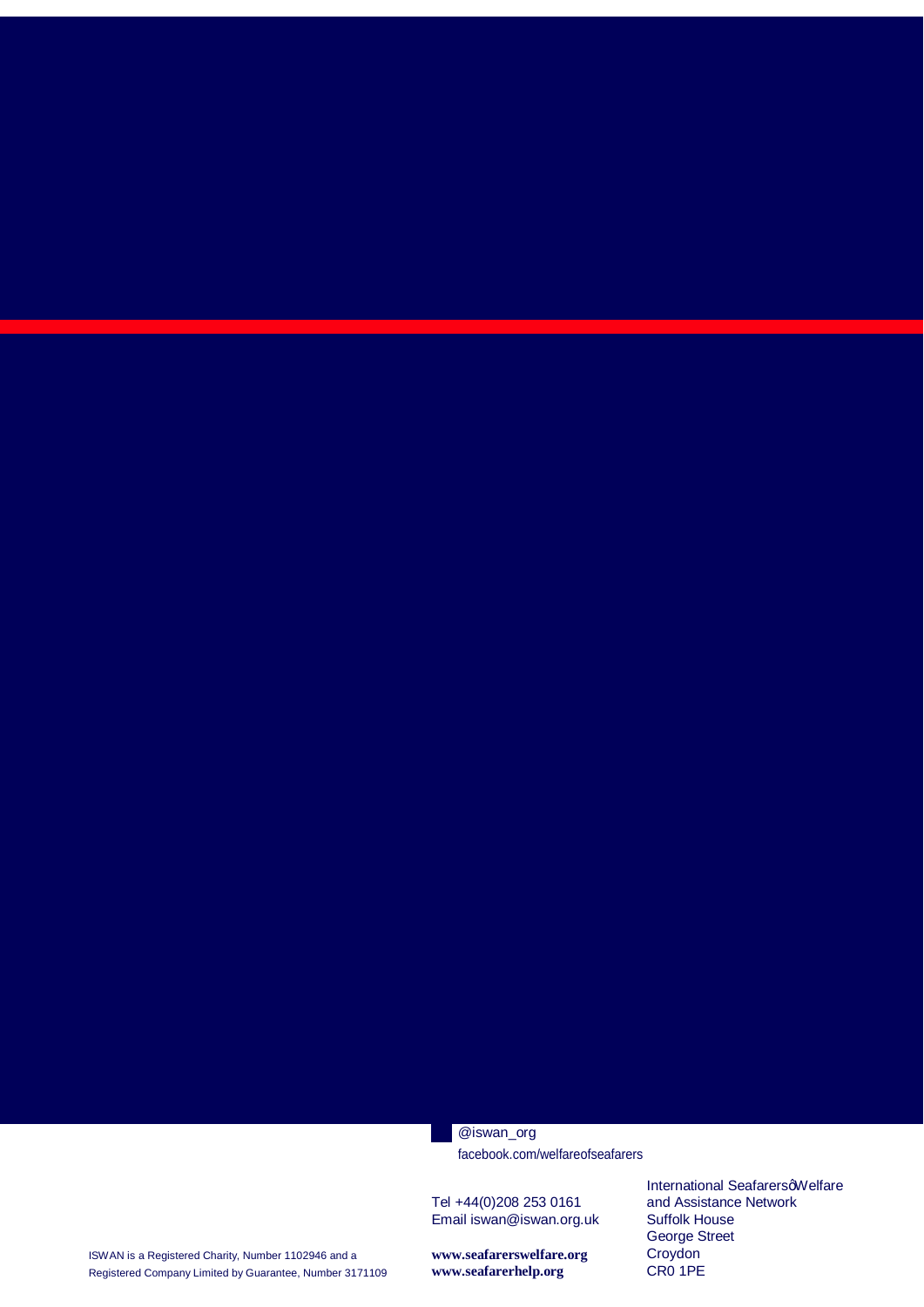@iswan_org

facebook.com/welfareofseafarers

Tel +44(0)208 253 0161
Email iswan@iswan.org.uk

**www.seafarerswelfare.org**
**www.seafarerhelp.org**

International Seafarers' Welfare and Assistance Network
Suffolk House
George Street
Croydon
CR0 1PE

ISWAN is a Registered Charity, Number 1102946 and a Registered Company Limited by Guarantee, Number 3171109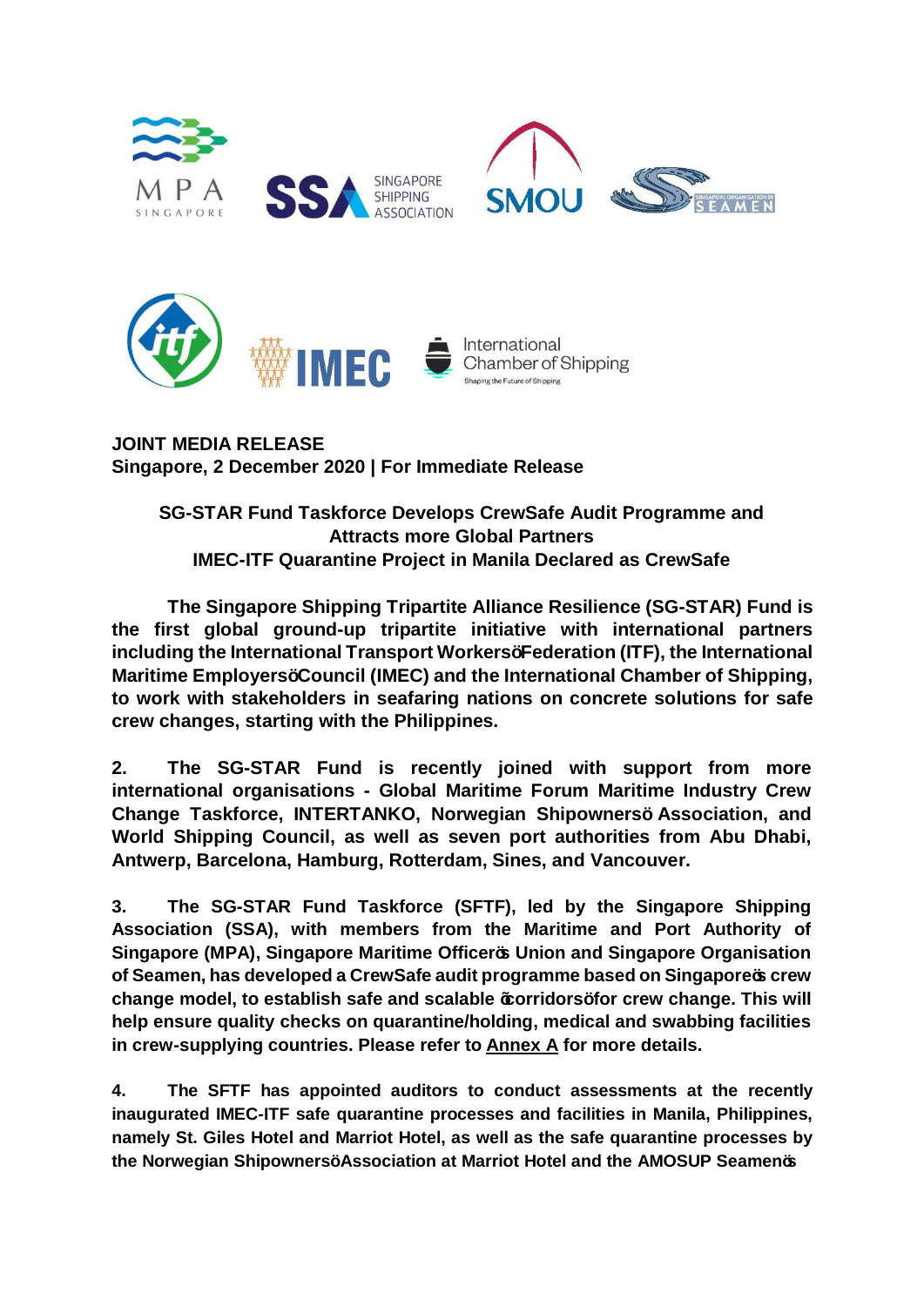**JOINT MEDIA RELEASE**
**Singapore, 2 December 2020 | For Immediate Release**

**SG-STAR Fund Taskforce Develops CrewSafe Audit Programme and Attracts more Global Partners**
**IMEC-ITF Quarantine Project in Manila Declared as CrewSafe**

**The Singapore Shipping Tripartite Alliance Resilience (SG-STAR) Fund is the first global ground-up tripartite initiative with international partners including the International Transport Workers' Federation (ITF), the International Maritime Employers' Council (IMEC) and the International Chamber of Shipping, to work with stakeholders in seafaring nations on concrete solutions for safe crew changes, starting with the Philippines.**

**2. The SG-STAR Fund is recently joined with support from more international organisations - Global Maritime Forum Maritime Industry Crew Change Taskforce, INTERTANKO, Norwegian Shipowners' Association, and World Shipping Council, as well as seven port authorities from Abu Dhabi, Antwerp, Barcelona, Hamburg, Rotterdam, Sines, and Vancouver.**

**3. The SG-STAR Fund Taskforce (SFTF), led by the Singapore Shipping Association (SSA), with members from the Maritime and Port Authority of Singapore (MPA), Singapore Maritime Officers' Union and Singapore Organisation of Seamen, has developed a CrewSafe audit programme based on Singapore's crew change model, to establish safe and scalable "corridors" for crew change. This will help ensure quality checks on quarantine/holding, medical and swabbing facilities in crew-supplying countries. Please refer to Annex A for more details.**

**4. The SFTF has appointed auditors to conduct assessments at the recently inaugurated IMEC-ITF safe quarantine processes and facilities in Manila, Philippines, namely St. Giles Hotel and Marriot Hotel, as well as the safe quarantine processes by the Norwegian Shipowners' Association at Marriot Hotel and the AMOSUP Seamen's**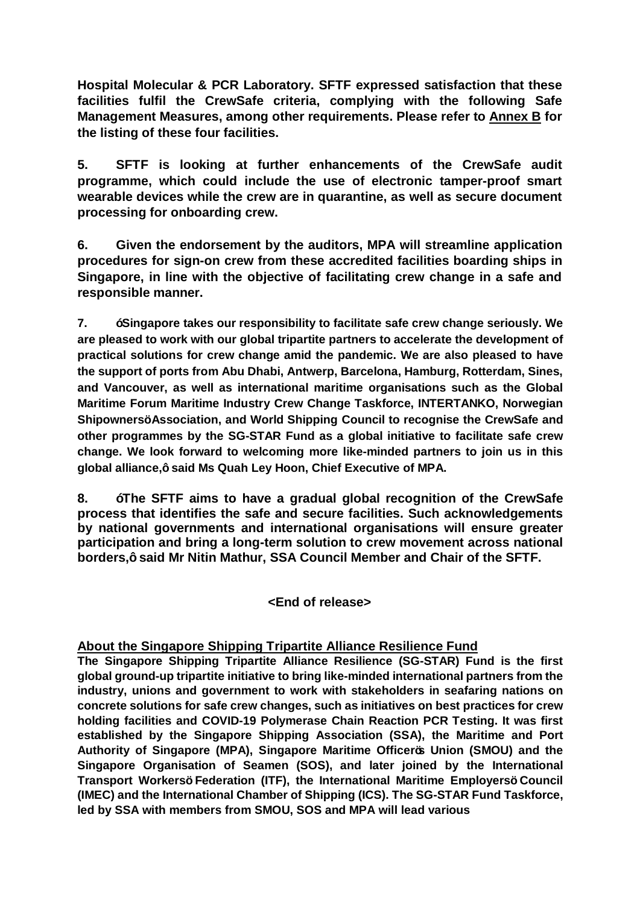**Hospital Molecular & PCR Laboratory. SFTF expressed satisfaction that these facilities fulfil the CrewSafe criteria, complying with the following Safe Management Measures, among other requirements. Please refer to Annex B for the listing of these four facilities.**

**5. SFTF is looking at further enhancements of the CrewSafe audit programme, which could include the use of electronic tamper-proof smart wearable devices while the crew are in quarantine, as well as secure document processing for onboarding crew.**

**6. Given the endorsement by the auditors, MPA will streamline application procedures for sign-on crew from these accredited facilities boarding ships in Singapore, in line with the objective of facilitating crew change in a safe and responsible manner.**

**7. óSingapore takes our responsibility to facilitate safe crew change seriously. We are pleased to work with our global tripartite partners to accelerate the development of practical solutions for crew change amid the pandemic. We are also pleased to have the support of ports from Abu Dhabi, Antwerp, Barcelona, Hamburg, Rotterdam, Sines, and Vancouver, as well as international maritime organisations such as the Global Maritime Forum Maritime Industry Crew Change Taskforce, INTERTANKO, Norwegian ShipownersöAssociation, and World Shipping Council to recognise the CrewSafe and other programmes by the SG-STAR Fund as a global initiative to facilitate safe crew change. We look forward to welcoming more like-minded partners to join us in this global alliance,ô said Ms Quah Ley Hoon, Chief Executive of MPA.**

**8. óThe SFTF aims to have a gradual global recognition of the CrewSafe process that identifies the safe and secure facilities. Such acknowledgements by national governments and international organisations will ensure greater participation and bring a long-term solution to crew movement across national borders,ô said Mr Nitin Mathur, SSA Council Member and Chair of the SFTF.**

**<End of release>**

**About the Singapore Shipping Tripartite Alliance Resilience Fund**

**The Singapore Shipping Tripartite Alliance Resilience (SG-STAR) Fund is the first global ground-up tripartite initiative to bring like-minded international partners from the industry, unions and government to work with stakeholders in seafaring nations on concrete solutions for safe crew changes, such as initiatives on best practices for crew holding facilities and COVID-19 Polymerase Chain Reaction PCR Testing. It was first established by the Singapore Shipping Association (SSA), the Maritime and Port Authority of Singapore (MPA), Singapore Maritime Officerõs Union (SMOU) and the Singapore Organisation of Seamen (SOS), and later joined by the International Transport Workersö Federation (ITF), the International Maritime Employersö Council (IMEC) and the International Chamber of Shipping (ICS). The SG-STAR Fund Taskforce, led by SSA with members from SMOU, SOS and MPA will lead various**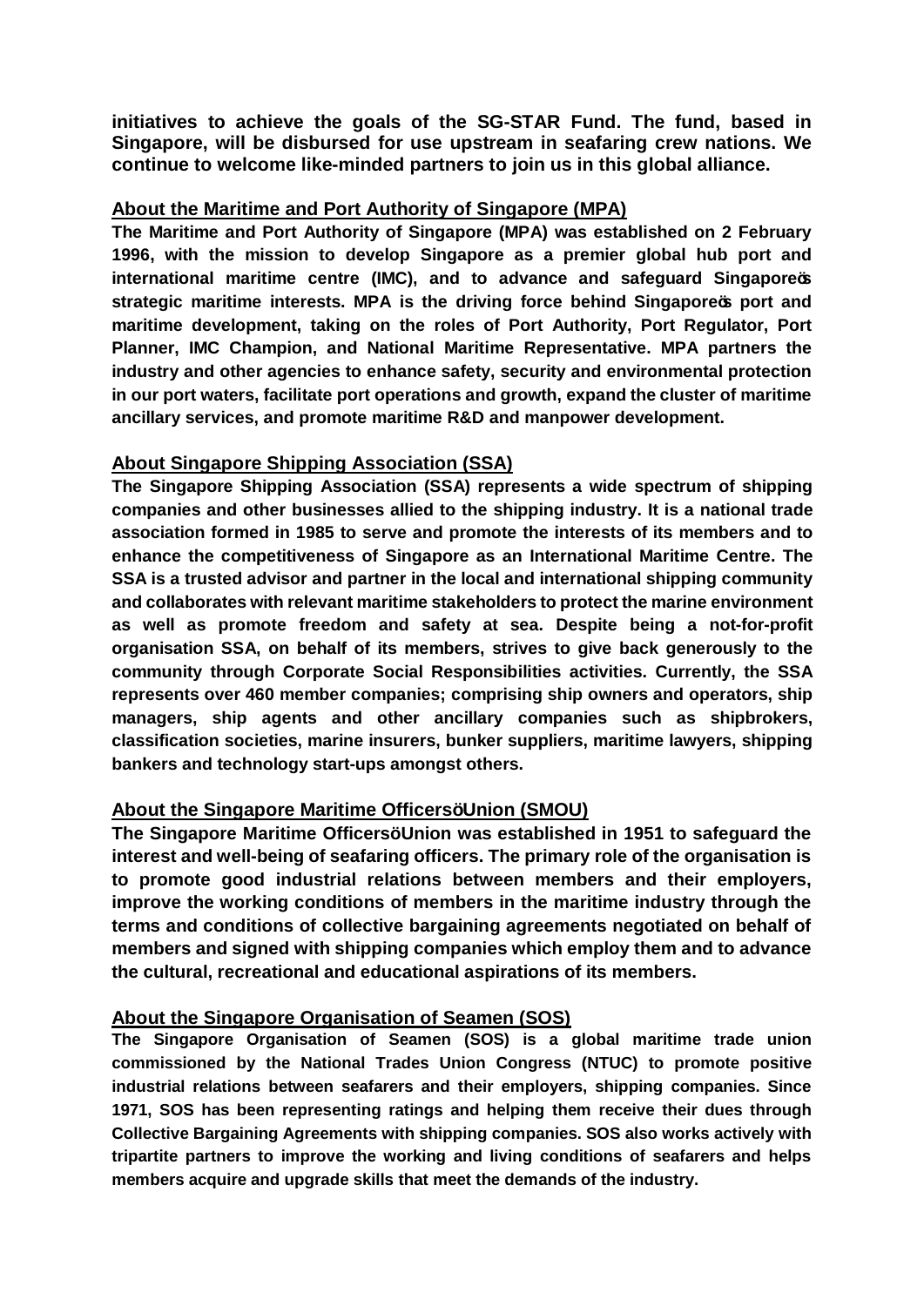**initiatives to achieve the goals of the SG-STAR Fund. The fund, based in Singapore, will be disbursed for use upstream in seafaring crew nations. We continue to welcome like-minded partners to join us in this global alliance.**

## About the Maritime and Port Authority of Singapore (MPA)

**The Maritime and Port Authority of Singapore (MPA) was established on 2 February 1996, with the mission to develop Singapore as a premier global hub port and international maritime centre (IMC), and to advance and safeguard Singapore's strategic maritime interests. MPA is the driving force behind Singapore's port and maritime development, taking on the roles of Port Authority, Port Regulator, Port Planner, IMC Champion, and National Maritime Representative. MPA partners the industry and other agencies to enhance safety, security and environmental protection in our port waters, facilitate port operations and growth, expand the cluster of maritime ancillary services, and promote maritime R&D and manpower development.**

## About Singapore Shipping Association (SSA)

**The Singapore Shipping Association (SSA) represents a wide spectrum of shipping companies and other businesses allied to the shipping industry. It is a national trade association formed in 1985 to serve and promote the interests of its members and to enhance the competitiveness of Singapore as an International Maritime Centre. The SSA is a trusted advisor and partner in the local and international shipping community and collaborates with relevant maritime stakeholders to protect the marine environment as well as promote freedom and safety at sea. Despite being a not-for-profit organisation SSA, on behalf of its members, strives to give back generously to the community through Corporate Social Responsibilities activities. Currently, the SSA represents over 460 member companies; comprising ship owners and operators, ship managers, ship agents and other ancillary companies such as shipbrokers, classification societies, marine insurers, bunker suppliers, maritime lawyers, shipping bankers and technology start-ups amongst others.**

## About the Singapore Maritime Officers' Union (SMOU)

**The Singapore Maritime Officers' Union was established in 1951 to safeguard the interest and well-being of seafaring officers. The primary role of the organisation is to promote good industrial relations between members and their employers, improve the working conditions of members in the maritime industry through the terms and conditions of collective bargaining agreements negotiated on behalf of members and signed with shipping companies which employ them and to advance the cultural, recreational and educational aspirations of its members.**

## About the Singapore Organisation of Seamen (SOS)

**The Singapore Organisation of Seamen (SOS) is a global maritime trade union commissioned by the National Trades Union Congress (NTUC) to promote positive industrial relations between seafarers and their employers, shipping companies. Since 1971, SOS has been representing ratings and helping them receive their dues through Collective Bargaining Agreements with shipping companies. SOS also works actively with tripartite partners to improve the working and living conditions of seafarers and helps members acquire and upgrade skills that meet the demands of the industry.**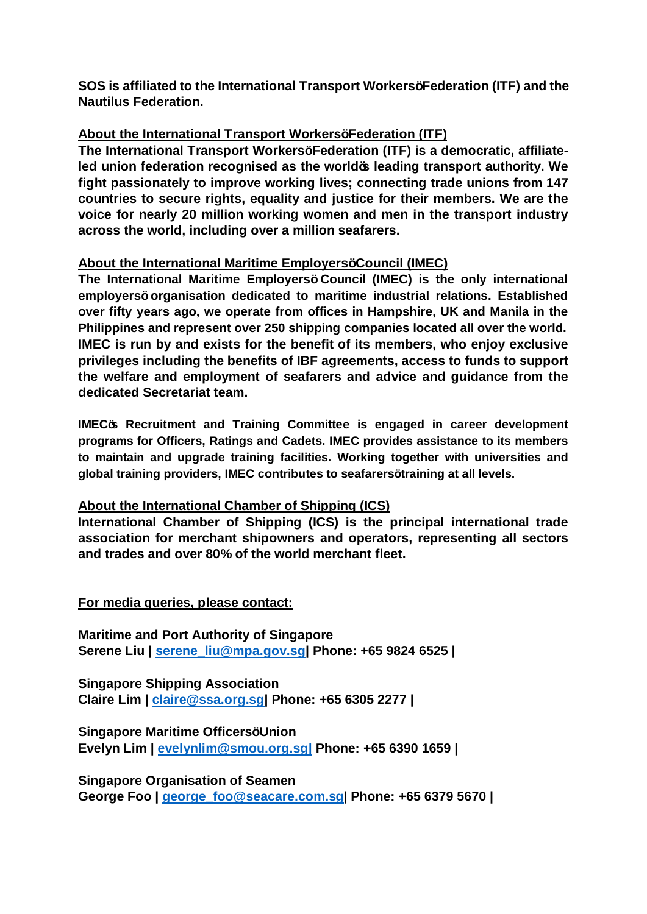**SOS is affiliated to the International Transport WorkersöFederation (ITF) and the Nautilus Federation.**

**About the International Transport WorkersöFederation (ITF)**

**The International Transport WorkersöFederation (ITF) is a democratic, affiliate-led union federation recognised as the worldœ leading transport authority. We fight passionately to improve working lives; connecting trade unions from 147 countries to secure rights, equality and justice for their members. We are the voice for nearly 20 million working women and men in the transport industry across the world, including over a million seafarers.**

**About the International Maritime EmployersöCouncil (IMEC)**

**The International Maritime Employersö Council (IMEC) is the only international employersö organisation dedicated to maritime industrial relations. Established over fifty years ago, we operate from offices in Hampshire, UK and Manila in the Philippines and represent over 250 shipping companies located all over the world. IMEC is run by and exists for the benefit of its members, who enjoy exclusive privileges including the benefits of IBF agreements, access to funds to support the welfare and employment of seafarers and advice and guidance from the dedicated Secretariat team.**

**IMECœ Recruitment and Training Committee is engaged in career development programs for Officers, Ratings and Cadets. IMEC provides assistance to its members to maintain and upgrade training facilities. Working together with universities and global training providers, IMEC contributes to seafarersötraining at all levels.**

**About the International Chamber of Shipping (ICS)**

**International Chamber of Shipping (ICS) is the principal international trade association for merchant shipowners and operators, representing all sectors and trades and over 80% of the world merchant fleet.**

**For media queries, please contact:**

**Maritime and Port Authority of Singapore**
**Serene Liu | serene_liu@mpa.gov.sg| Phone: +65 9824 6525 |**

**Singapore Shipping Association**
**Claire Lim | claire@ssa.org.sg| Phone: +65 6305 2277 |**

**Singapore Maritime OfficersöUnion**
**Evelyn Lim | evelynlim@smou.org.sg| Phone: +65 6390 1659 |**

**Singapore Organisation of Seamen**
**George Foo | george_foo@seacare.com.sg| Phone: +65 6379 5670 |**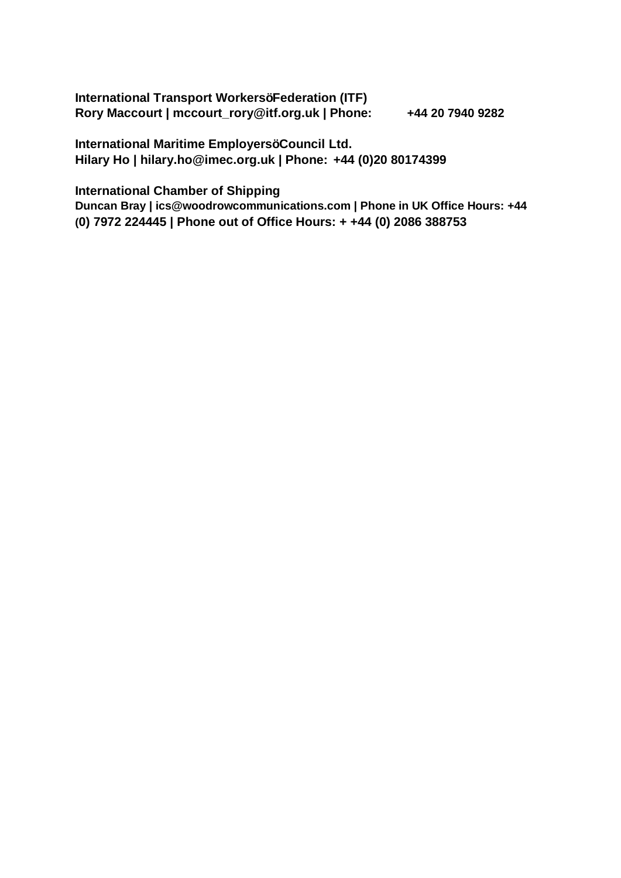**International Transport WorkersöFederation (ITF)**
**Rory Maccourt | mccourt_rory@itf.org.uk | Phone: +44 20 7940 9282**

**International Maritime EmployersöCouncil Ltd.**
**Hilary Ho | hilary.ho@imec.org.uk | Phone: +44 (0)20 80174399**

**International Chamber of Shipping**
**Duncan Bray | ics@woodrowcommunications.com | Phone in UK Office Hours: +44 (0) 7972 224445 | Phone out of Office Hours: + +44 (0) 2086 388753**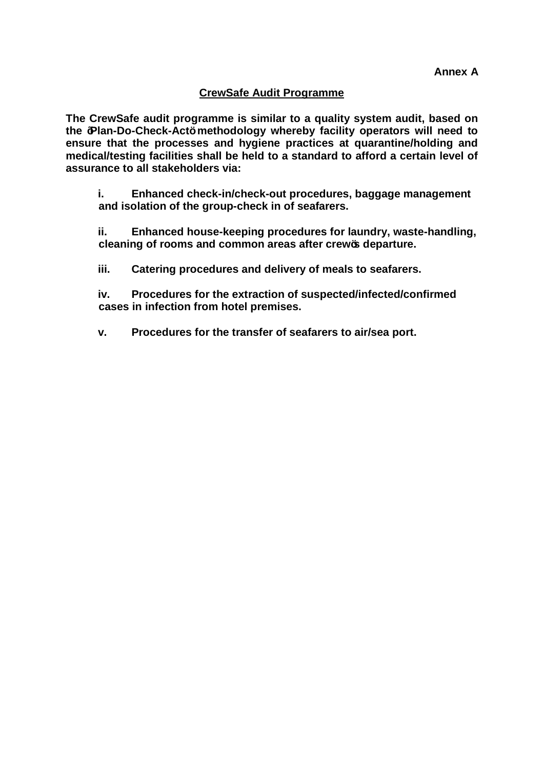**Annex A**

## CrewSafe Audit Programme

**The CrewSafe audit programme is similar to a quality system audit, based on the "Plan-Do-Check-Act" methodology whereby facility operators will need to ensure that the processes and hygiene practices at quarantine/holding and medical/testing facilities shall be held to a standard to afford a certain level of assurance to all stakeholders via:**

**i. Enhanced check-in/check-out procedures, baggage management and isolation of the group-check in of seafarers.**

**ii. Enhanced house-keeping procedures for laundry, waste-handling, cleaning of rooms and common areas after crew's departure.**

**iii. Catering procedures and delivery of meals to seafarers.**

**iv. Procedures for the extraction of suspected/infected/confirmed cases in infection from hotel premises.**

**v. Procedures for the transfer of seafarers to air/sea port.**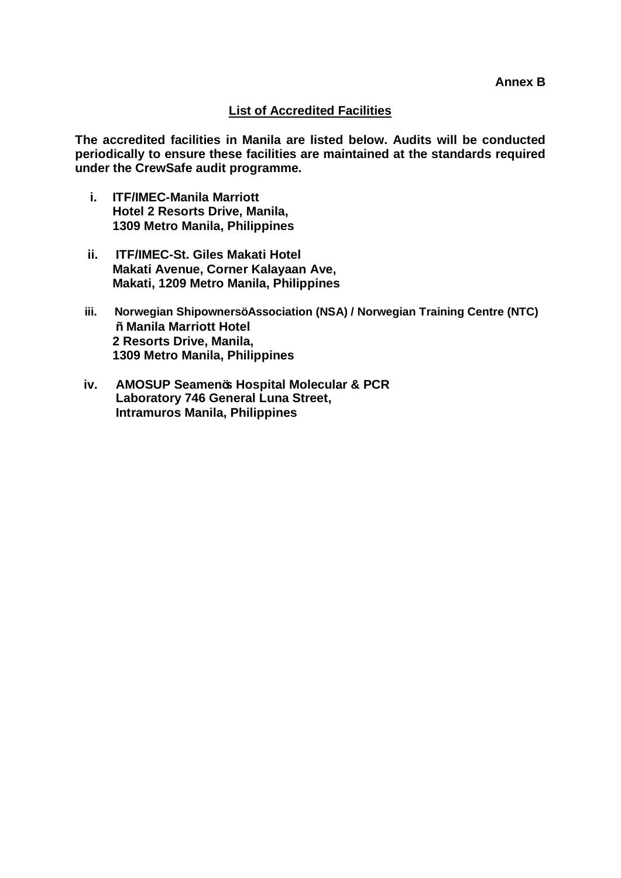**Annex B**

## List of Accredited Facilities

**The accredited facilities in Manila are listed below. Audits will be conducted periodically to ensure these facilities are maintained at the standards required under the CrewSafe audit programme.**

i. **ITF/IMEC-Manila Marriott Hotel 2 Resorts Drive, Manila, 1309 Metro Manila, Philippines**

ii. **ITF/IMEC-St. Giles Makati Hotel Makati Avenue, Corner Kalayaan Ave, Makati, 1209 Metro Manila, Philippines**

iii. **Norwegian ShipownersöAssociation (NSA) / Norwegian Training Centre (NTC) ñ Manila Marriott Hotel 2 Resorts Drive, Manila, 1309 Metro Manila, Philippines**

iv. **AMOSUP Seamenös Hospital Molecular & PCR Laboratory 746 General Luna Street, Intramuros Manila, Philippines**